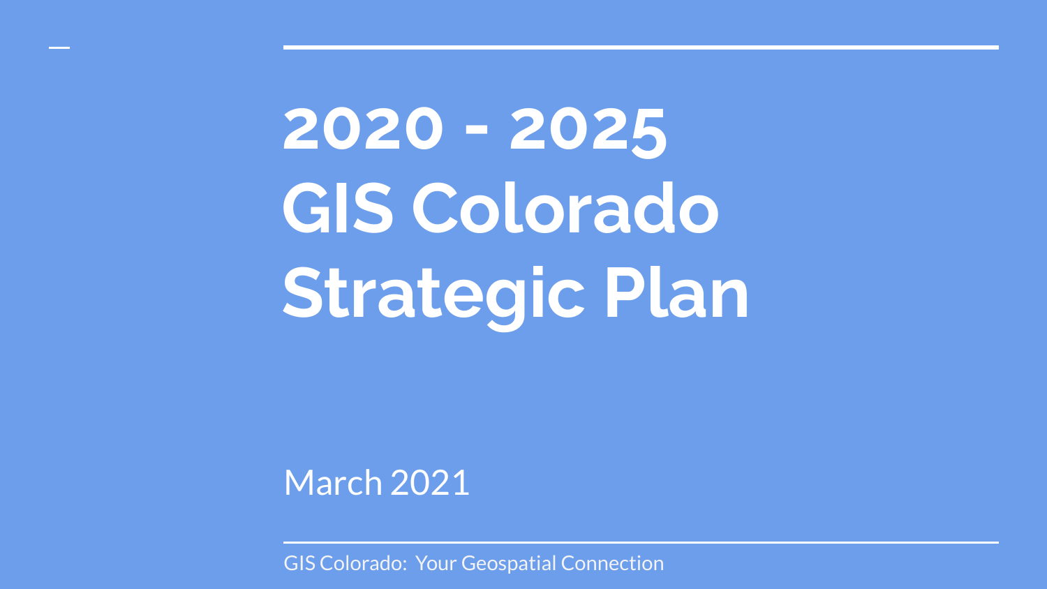# 2020 - 2025 GIS Colorado Strategic Plan

March 2021

GIS Colorado: Your Geospatial Connection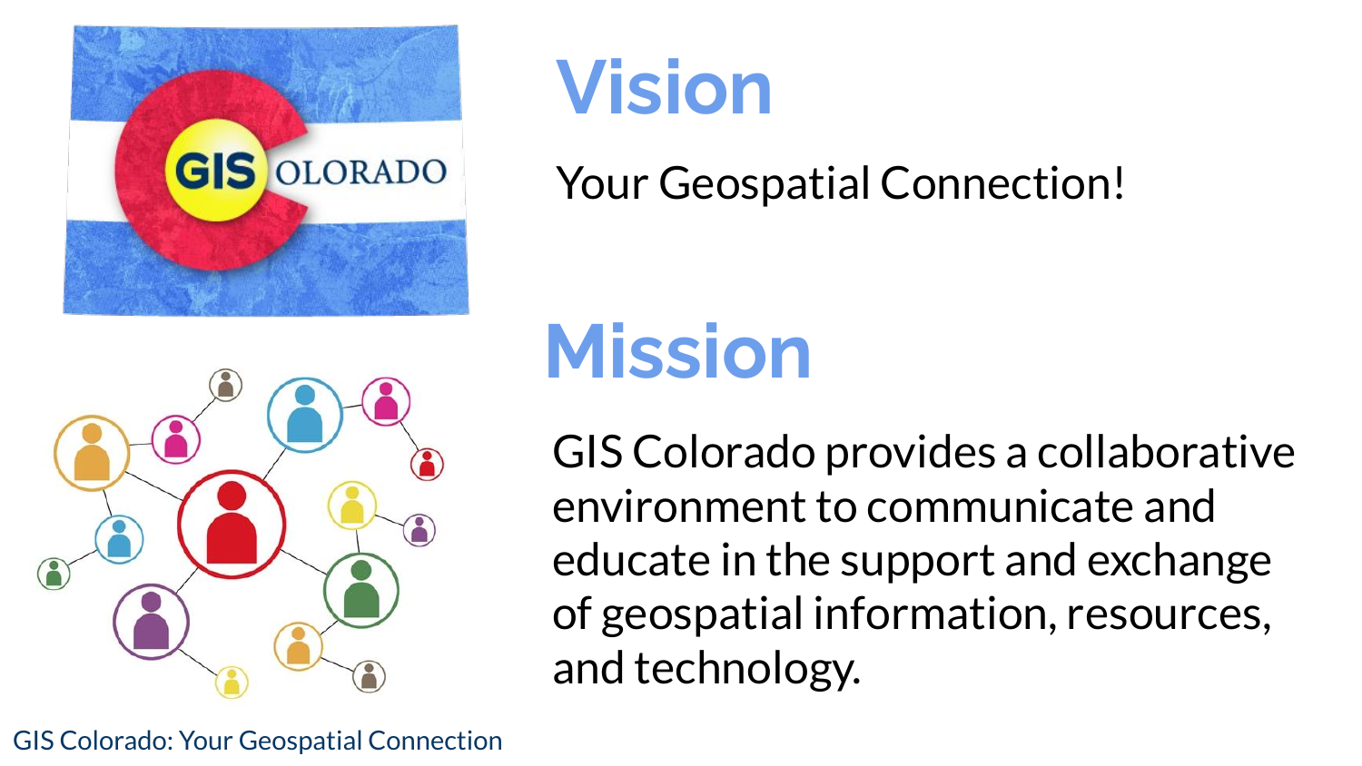# Vision

Your Geospatial Connection!

# Mission

GIS Colorado provides a collaborative environment to communicate and educate in the support and exchange of geospatial information, resources, and technology.

GIS Colorado: Your Geospatial Connection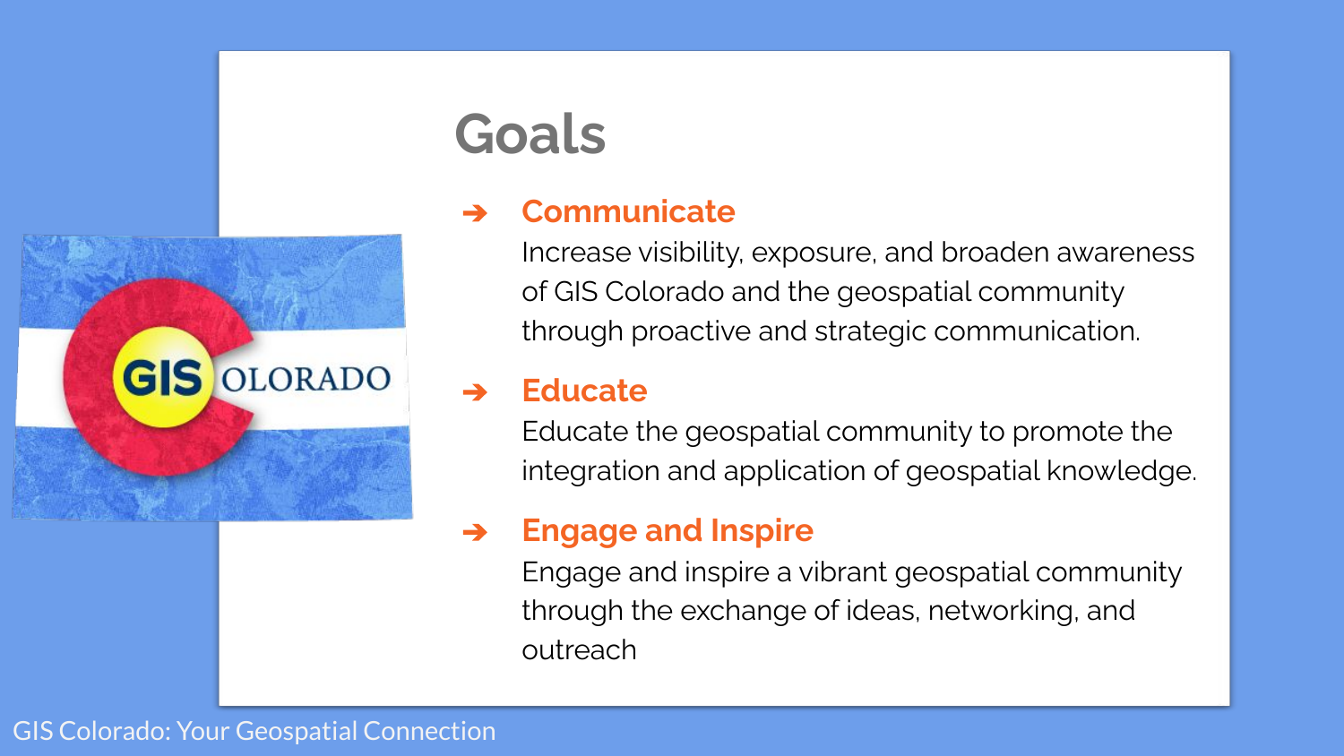# Goals

- **Communicate**
  Increase visibility, exposure, and broaden awareness of GIS Colorado and the geospatial community through proactive and strategic communication.
- **Educate**
  Educate the geospatial community to promote the integration and application of geospatial knowledge.
- **Engage and Inspire**
  Engage and inspire a vibrant geospatial community through the exchange of ideas, networking, and outreach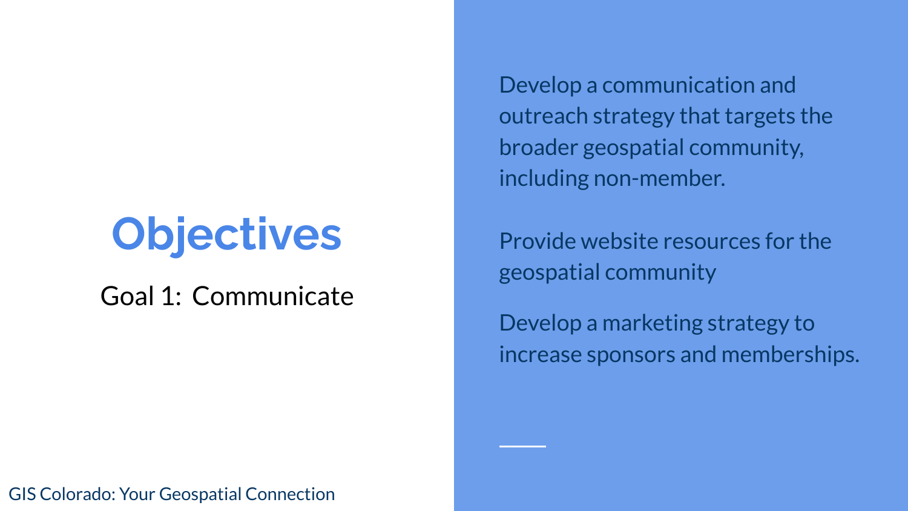# Objectives

Goal 1: Communicate

Develop a communication and outreach strategy that targets the broader geospatial community, including non-member.

Provide website resources for the geospatial community

Develop a marketing strategy to increase sponsors and memberships.

GIS Colorado: Your Geospatial Connection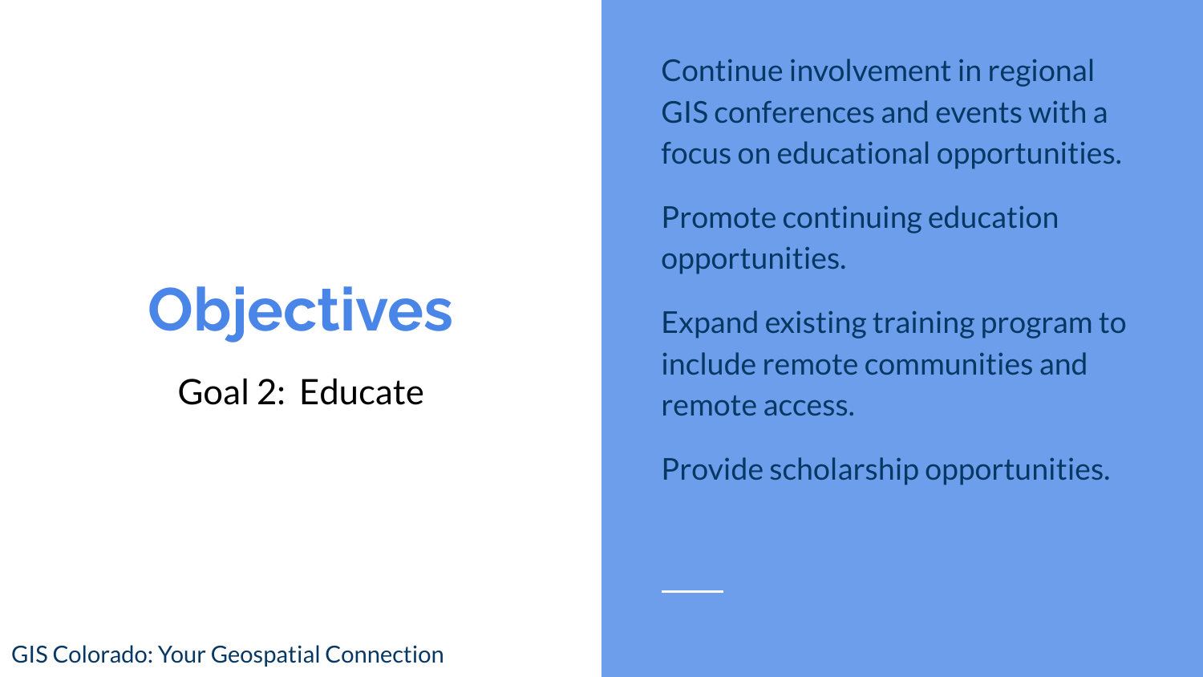# Objectives

Goal 2: Educate

Continue involvement in regional GIS conferences and events with a focus on educational opportunities.

Promote continuing education opportunities.

Expand existing training program to include remote communities and remote access.

Provide scholarship opportunities.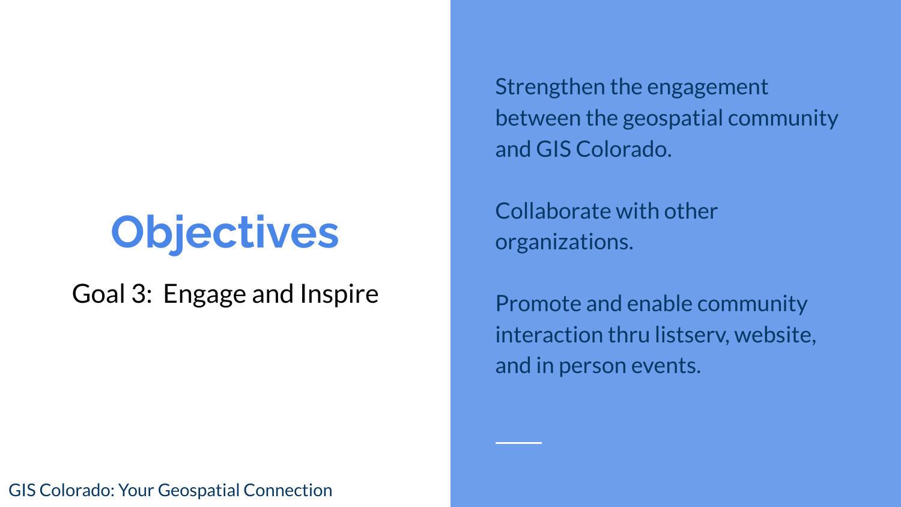# Objectives

Goal 3: Engage and Inspire

Strengthen the engagement between the geospatial community and GIS Colorado.

Collaborate with other organizations.

Promote and enable community interaction thru listserv, website, and in person events.

GIS Colorado: Your Geospatial Connection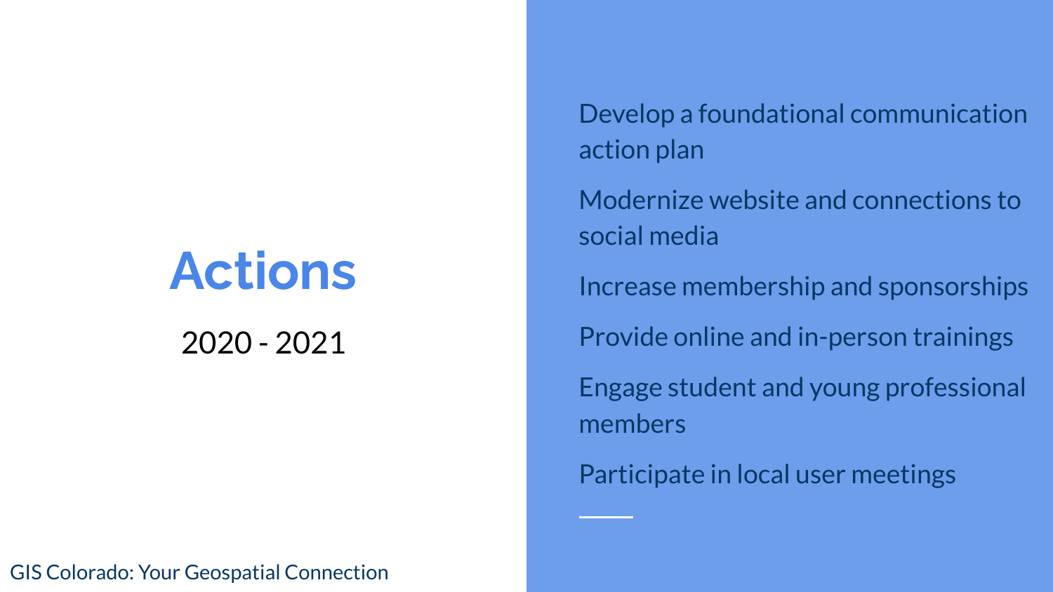# Actions

2020 - 2021

- Develop a foundational communication action plan
- Modernize website and connections to social media
- Increase membership and sponsorships
- Provide online and in-person trainings
- Engage student and young professional members
- Participate in local user meetings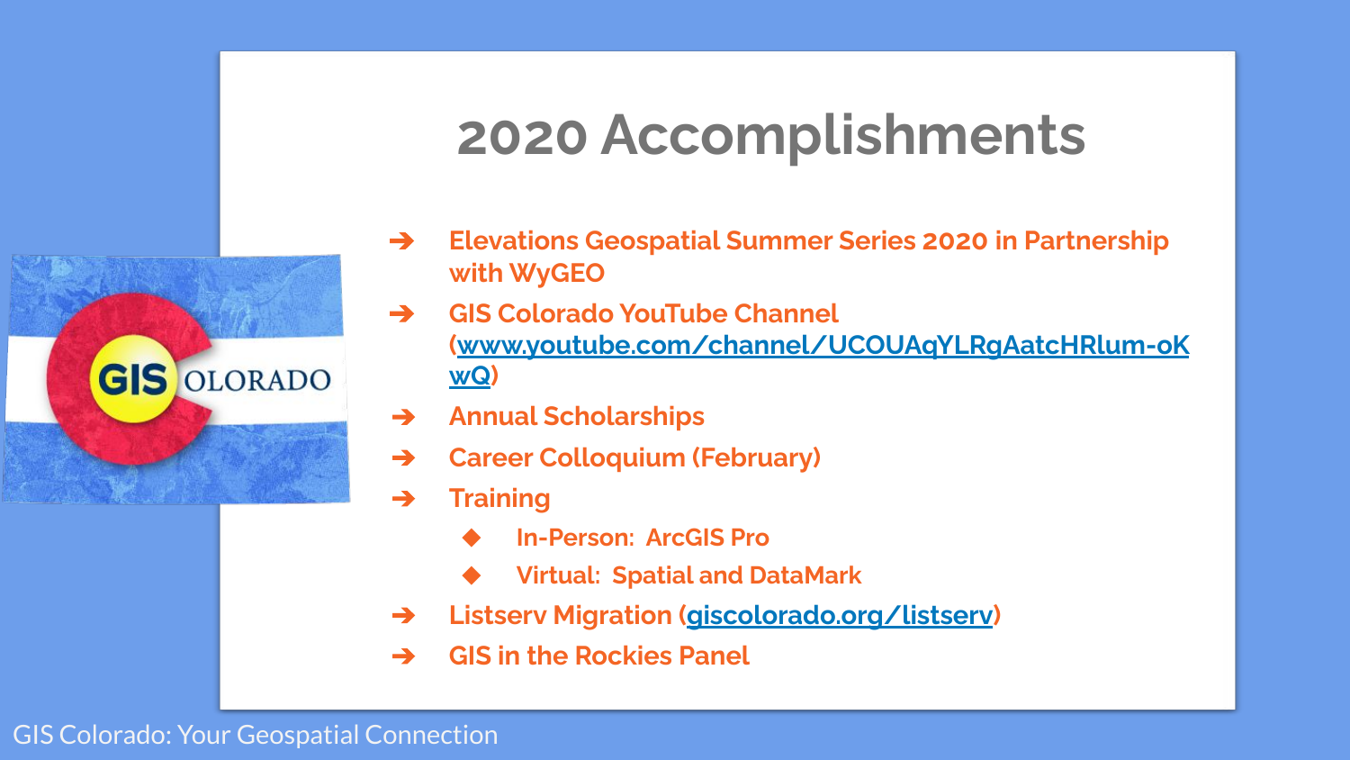# 2020 Accomplishments

- Elevations Geospatial Summer Series 2020 in Partnership with WyGEO
- GIS Colorado YouTube Channel (www.youtube.com/channel/UCOUAqYLRgAatcHRlum-oKwQ)
- Annual Scholarships
- Career Colloquium (February)
- Training
  - In-Person: ArcGIS Pro
  - Virtual: Spatial and DataMark
- Listserv Migration (giscolorado.org/listserv)
- GIS in the Rockies Panel

GIS Colorado: Your Geospatial Connection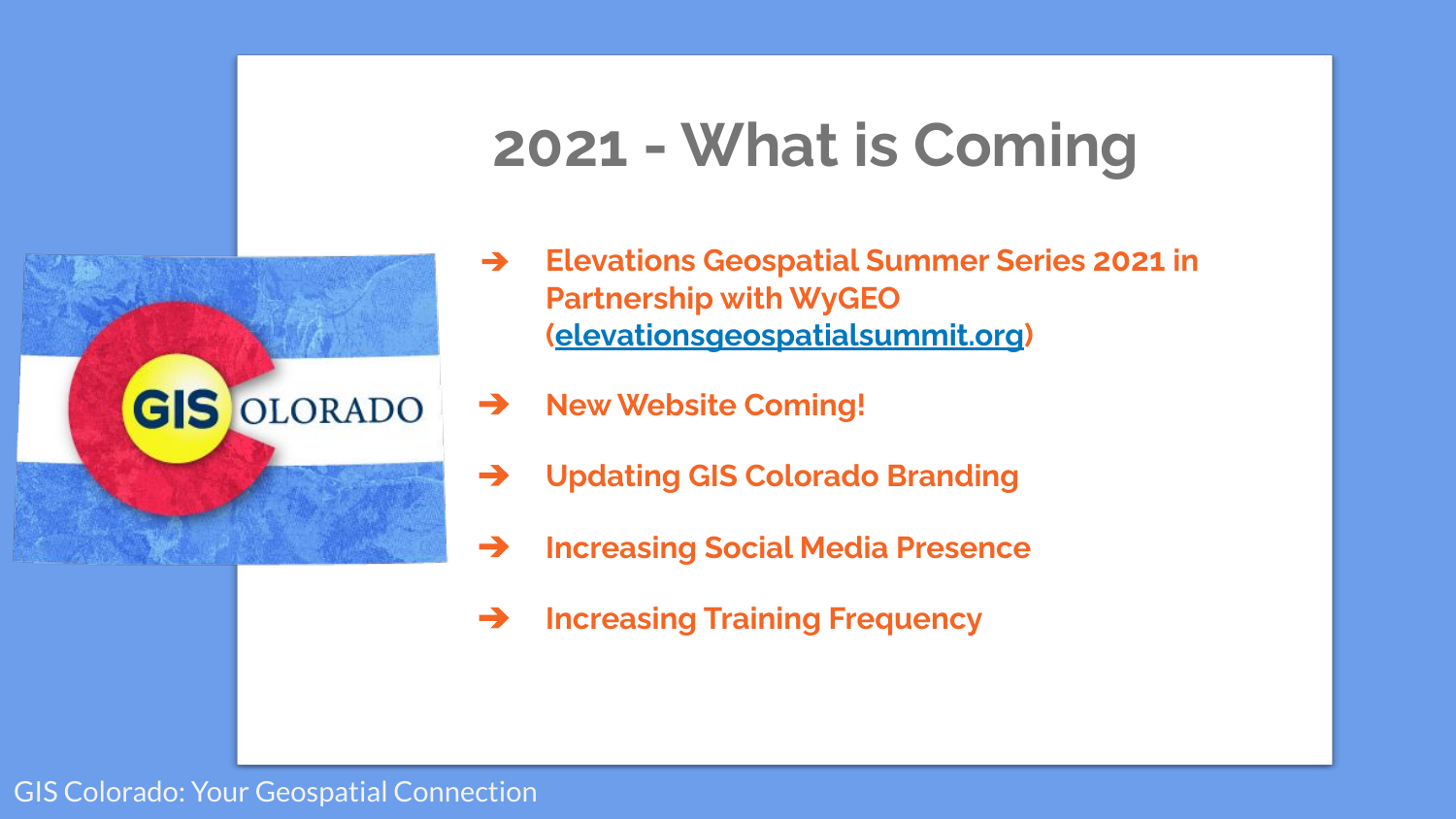# 2021 - What is Coming

- Elevations Geospatial Summer Series 2021 in Partnership with WyGEO (elevationsgeospatialsummit.org)
- New Website Coming!
- Updating GIS Colorado Branding
- Increasing Social Media Presence
- Increasing Training Frequency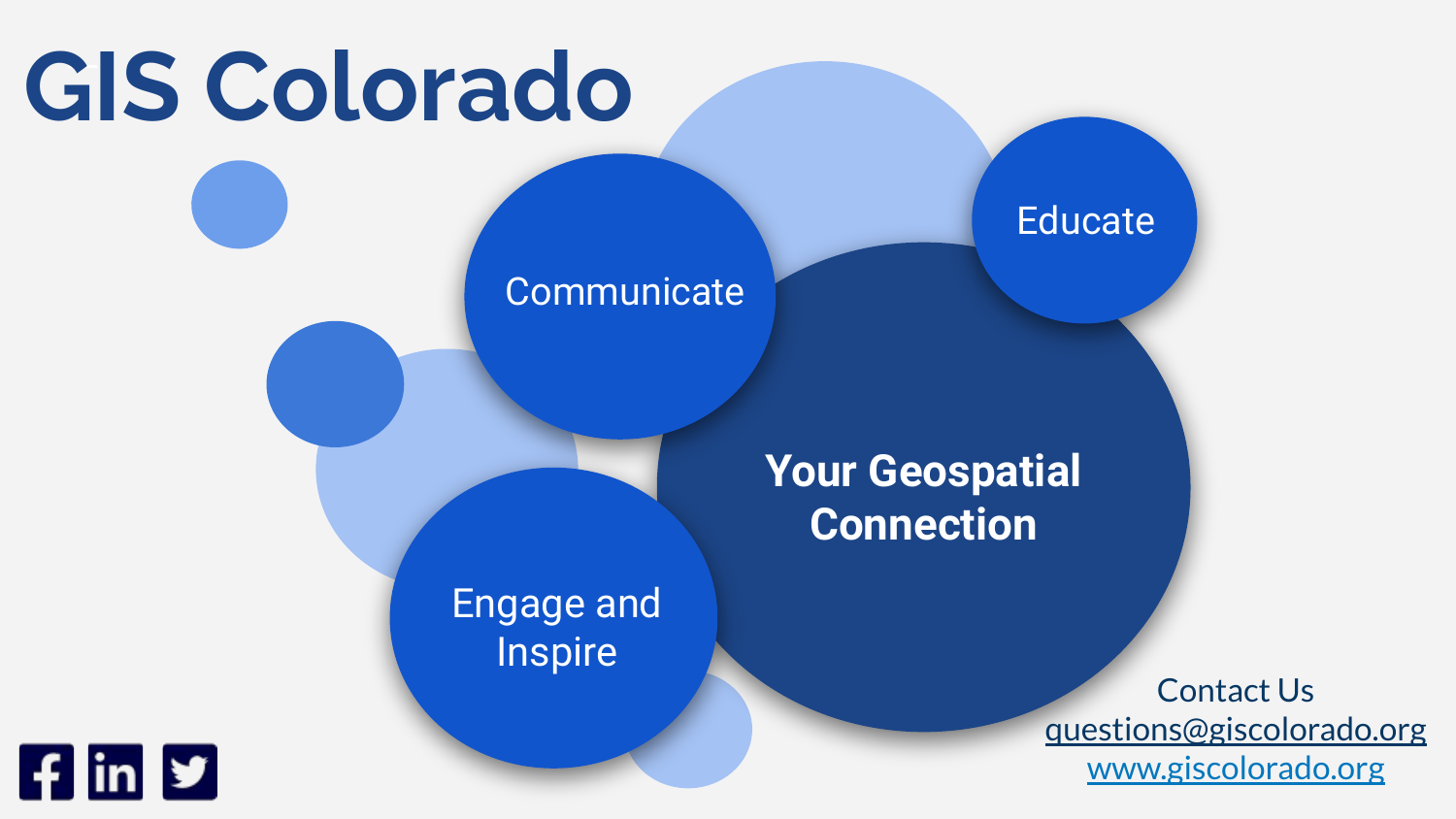# GIS Colorado

Communicate

Educate

**Your Geospatial Connection**

Engage and Inspire

Contact Us
questions@giscolorado.org
www.giscolorado.org